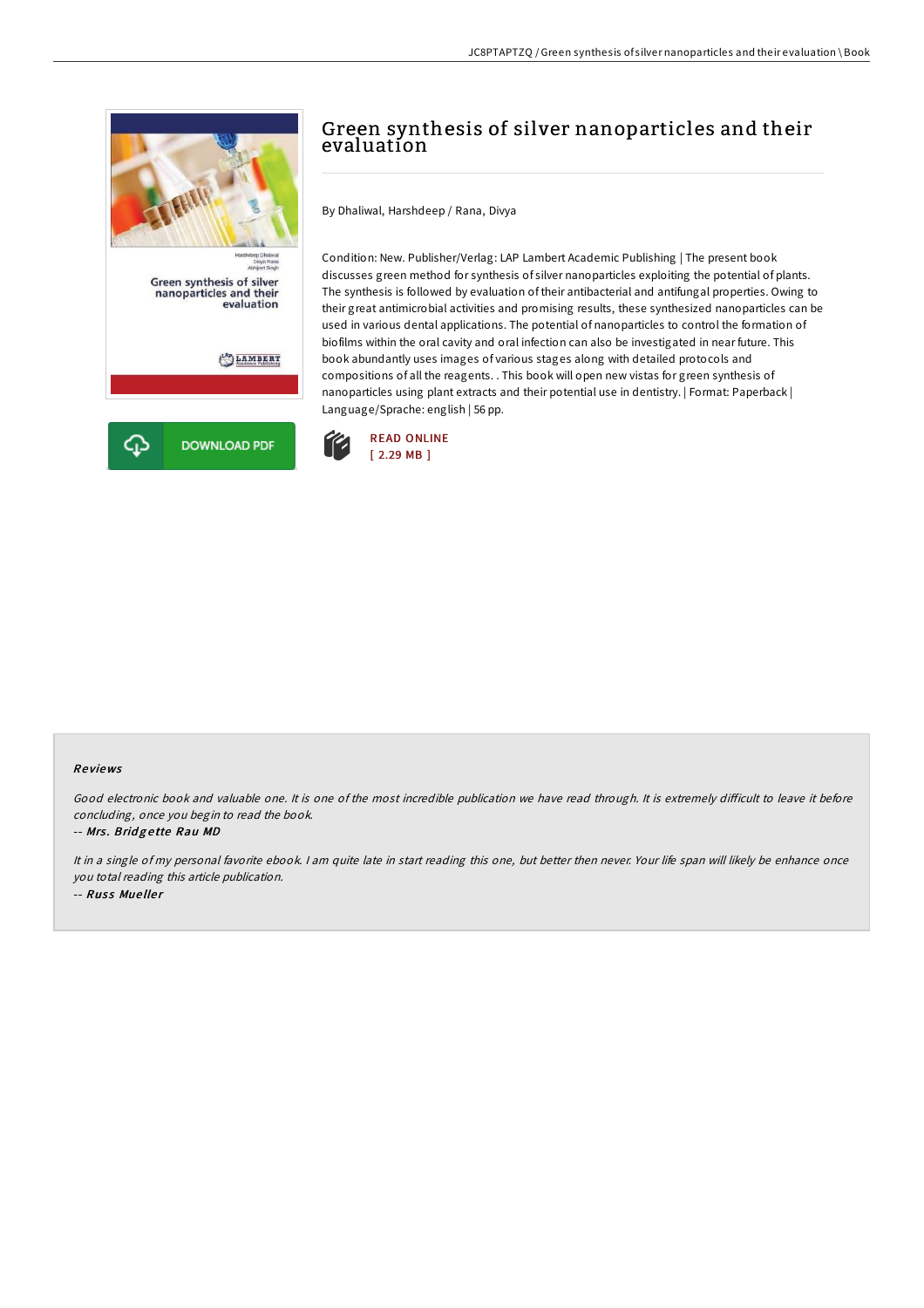# Green synthesis of silver nanoparticles and their evaluation

By Dhaliwal, Harshdeep / Rana, Divya

Condition: New. Publisher/Verlag: LAP Lambert Academic Publishing | The present book discusses green method for synthesis of silver nanoparticles exploiting the potential of plants. The synthesis is followed by evaluation of their antibacterial and antifungal properties. Owing to their great antimicrobial activities and promising results, these synthesized nanoparticles can be used in various dental applications. The potential of nanoparticles to control the formation of biofilms within the oral cavity and oral infection can also be investigated in near future. This book abundantly uses images of various stages along with detailed protocols and compositions of all the reagents. . This book will open new vistas for green synthesis of nanoparticles using plant extracts and their potential use in dentistry. | Format: Paperback | Language/Sprache: english | 56 pp.

DOWNLOAD PDF

READ ONLINE
[ 2.29 MB ]

## Reviews

*Good electronic book and valuable one. It is one of the most incredible publication we have read through. It is extremely difficult to leave it before concluding, once you begin to read the book.*

-- ***Mrs. Bridgette Rau MD***

*It in a single of my personal favorite ebook. I am quite late in start reading this one, but better then never. Your life span will likely be enhance once you total reading this article publication.*

-- ***Russ Mueller***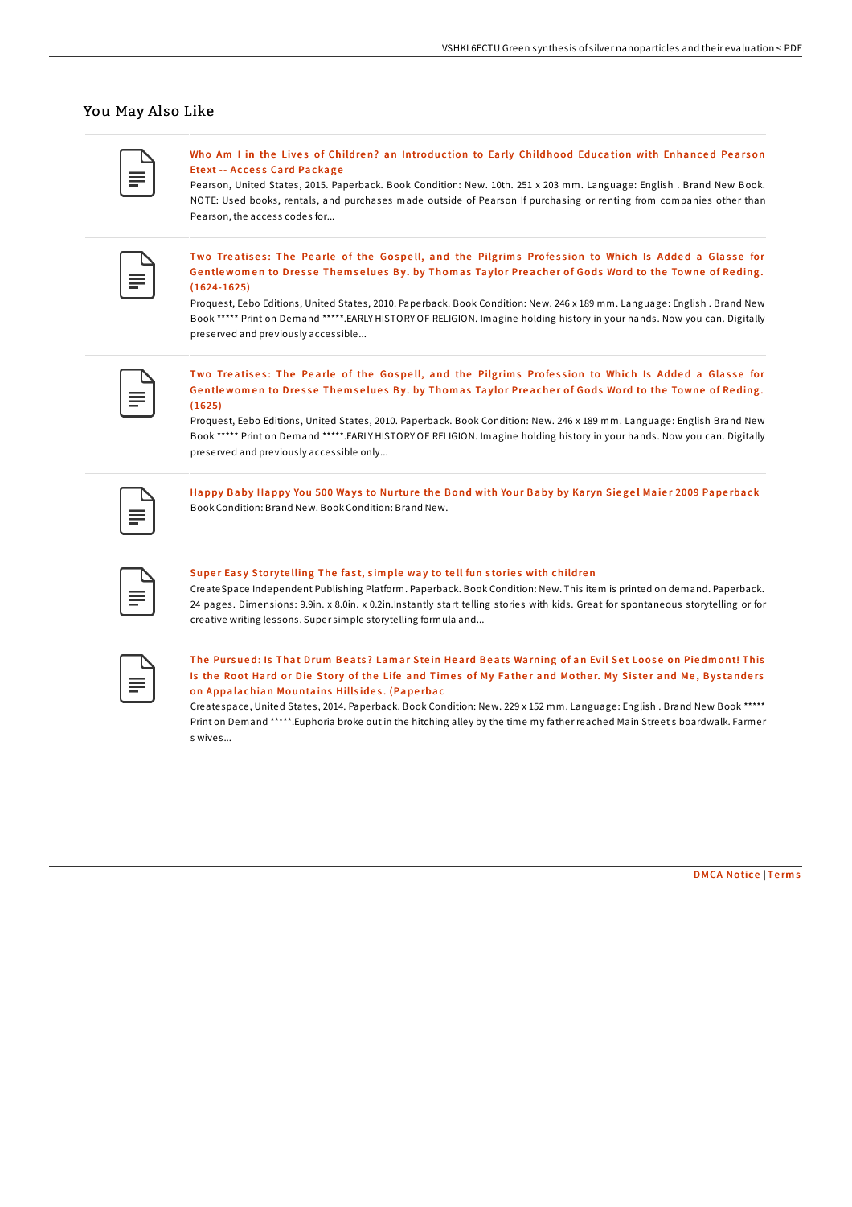## You May Also Like

**Who Am I in the Lives of Children? an Introduction to Early Childhood Education with Enhanced Pearson Etext -- Access Card Package**

Pearson, United States, 2015. Paperback. Book Condition: New. 10th. 251 x 203 mm. Language: English . Brand New Book. NOTE: Used books, rentals, and purchases made outside of Pearson If purchasing or renting from companies other than Pearson, the access codes for...

**Two Treatises: The Pearle of the Gospell, and the Pilgrims Profession to Which Is Added a Glasse for Gentlewomen to Dresse Themselues By. by Thomas Taylor Preacher of Gods Word to the Towne of Reding. (1624-1625)**

Proquest, Eebo Editions, United States, 2010. Paperback. Book Condition: New. 246 x 189 mm. Language: English . Brand New Book ***** Print on Demand *****.EARLY HISTORY OF RELIGION. Imagine holding history in your hands. Now you can. Digitally preserved and previously accessible...

**Two Treatises: The Pearle of the Gospell, and the Pilgrims Profession to Which Is Added a Glasse for Gentlewomen to Dresse Themselues By. by Thomas Taylor Preacher of Gods Word to the Towne of Reding. (1625)**

Proquest, Eebo Editions, United States, 2010. Paperback. Book Condition: New. 246 x 189 mm. Language: English Brand New Book ***** Print on Demand *****.EARLY HISTORY OF RELIGION. Imagine holding history in your hands. Now you can. Digitally preserved and previously accessible only...

**Happy Baby Happy You 500 Ways to Nurture the Bond with Your Baby by Karyn Siegel Maier 2009 Paperback**

Book Condition: Brand New. Book Condition: Brand New.

**Super Easy Storytelling The fast, simple way to tell fun stories with children**

CreateSpace Independent Publishing Platform. Paperback. Book Condition: New. This item is printed on demand. Paperback. 24 pages. Dimensions: 9.9in. x 8.0in. x 0.2in.Instantly start telling stories with kids. Great for spontaneous storytelling or for creative writing lessons. Super simple storytelling formula and...

**The Pursued: Is That Drum Beats? Lamar Stein Heard Beats Warning of an Evil Set Loose on Piedmont! This Is the Root Hard or Die Story of the Life and Times of My Father and Mother. My Sister and Me, Bystanders on Appalachian Mountains Hillsides. (Paperbac**

Createspace, United States, 2014. Paperback. Book Condition: New. 229 x 152 mm. Language: English . Brand New Book ***** Print on Demand *****.Euphoria broke out in the hitching alley by the time my father reached Main Street s boardwalk. Farmer s wives...

DMCA Notice | Terms